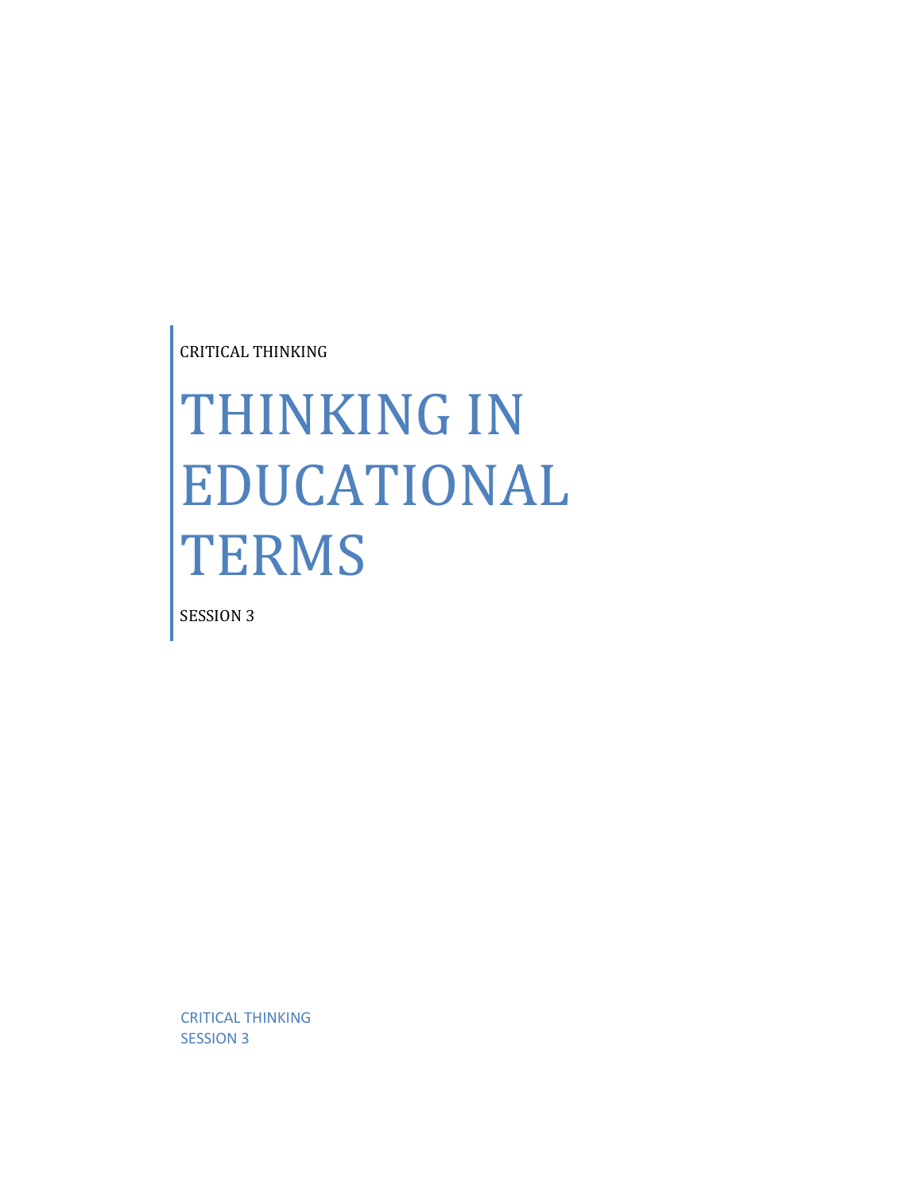CRITICAL THINKING

# THINKING IN EDUCATIONAL TERMS

SESSION 3

CRITICAL THINKING
SESSION 3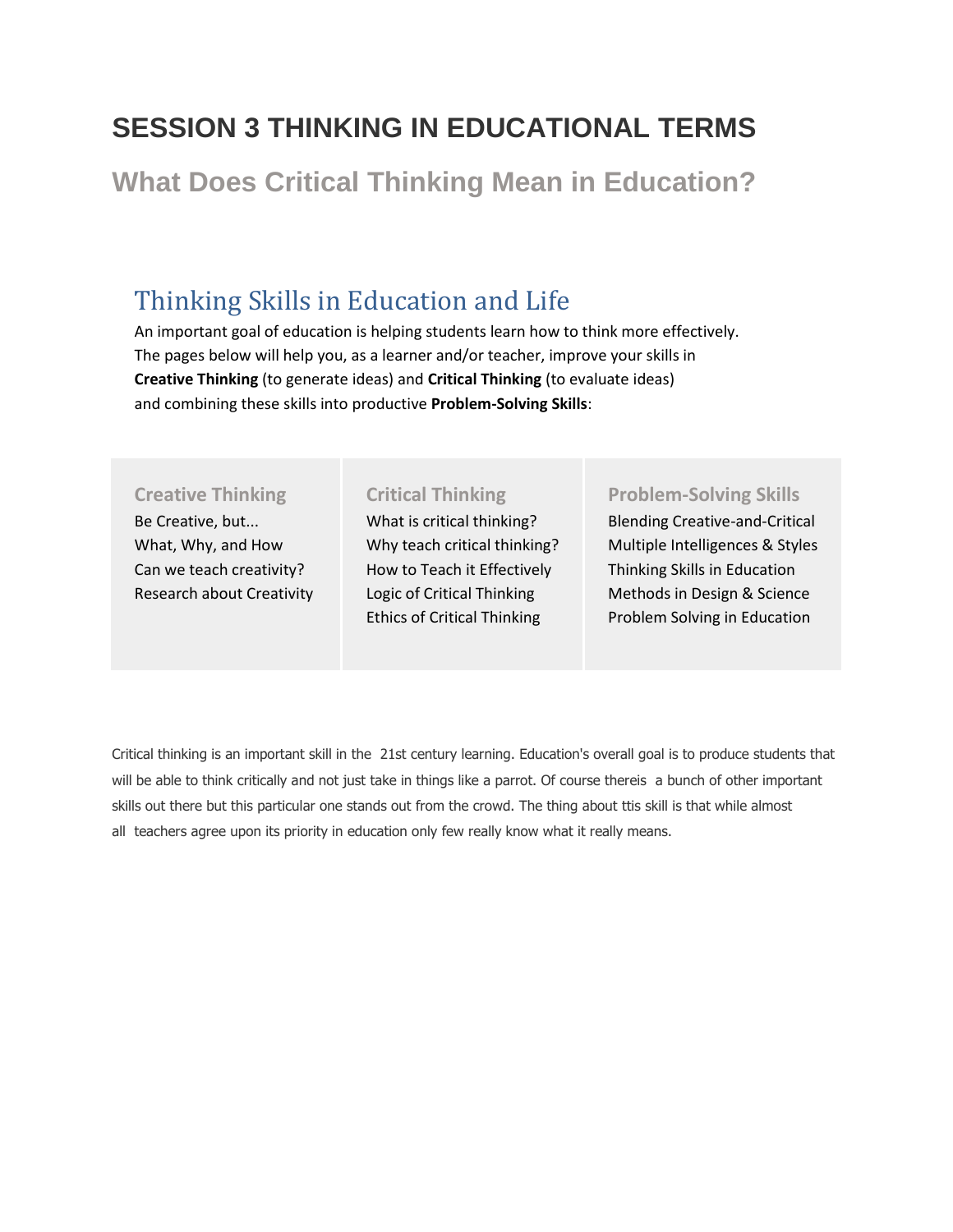# SESSION 3 THINKING IN EDUCATIONAL TERMS

## What Does Critical Thinking Mean in Education?

### Thinking Skills in Education and Life

An important goal of education is helping students learn how to think more effectively. The pages below will help you, as a learner and/or teacher, improve your skills in **Creative Thinking** (to generate ideas) and **Critical Thinking** (to evaluate ideas) and combining these skills into productive **Problem-Solving Skills**:

| Creative Thinking | Critical Thinking | Problem-Solving Skills |
|---|---|---|
| Be Creative, but... | What is critical thinking? | Blending Creative-and-Critical |
| What, Why, and How | Why teach critical thinking? | Multiple Intelligences & Styles |
| Can we teach creativity? | How to Teach it Effectively | Thinking Skills in Education |
| Research about Creativity | Logic of Critical Thinking | Methods in Design & Science |
| | Ethics of Critical Thinking | Problem Solving in Education |

Critical thinking is an important skill in the 21st century learning. Education's overall goal is to produce students that will be able to think critically and not just take in things like a parrot. Of course thereis a bunch of other important skills out there but this particular one stands out from the crowd. The thing about ttis skill is that while almost all teachers agree upon its priority in education only few really know what it really means.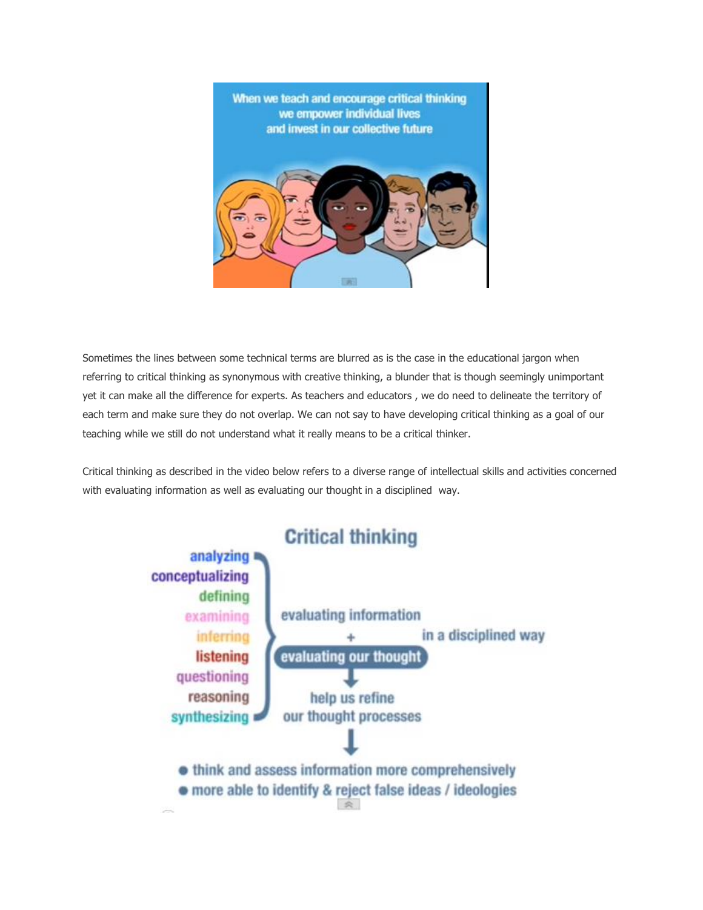Sometimes the lines between some technical terms are blurred as is the case in the educational jargon when referring to critical thinking as synonymous with creative thinking, a blunder that is though seemingly unimportant yet it can make all the difference for experts. As teachers and educators , we do need to delineate the territory of each term and make sure they do not overlap. We can not say to have developing critical thinking as a goal of our teaching while we still do not understand what it really means to be a critical thinker.

Critical thinking as described in the video below refers to a diverse range of intellectual skills and activities concerned with evaluating information as well as evaluating our thought in a disciplined way.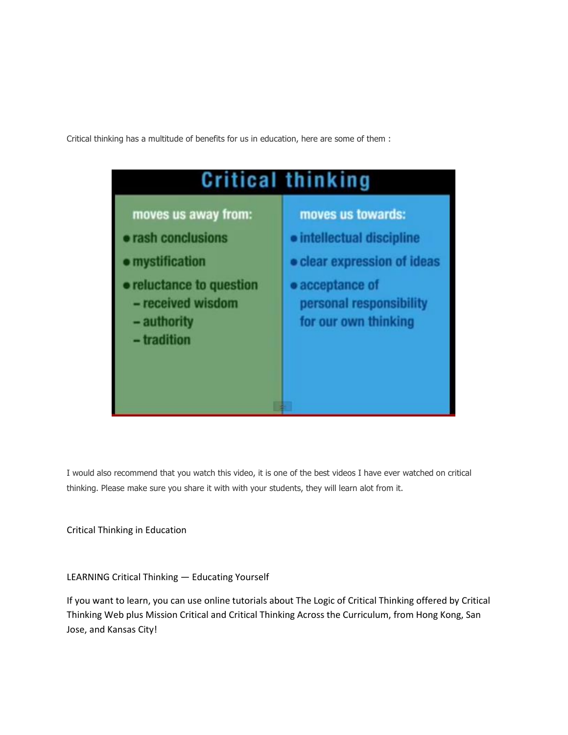Critical thinking has a multitude of benefits for us in education, here are some of them :

**Critical thinking**

| moves us away from: | moves us towards: |
| --- | --- |
| • rash conclusions | • intellectual discipline |
| • mystification | • clear expression of ideas |
| • reluctance to question<br>– received wisdom<br>– authority<br>– tradition | • acceptance of personal responsibility for our own thinking |

I would also recommend that you watch this video, it is one of the best videos I have ever watched on critical thinking. Please make sure you share it with with your students, they will learn alot from it.

Critical Thinking in Education

LEARNING Critical Thinking — Educating Yourself

If you want to learn, you can use online tutorials about The Logic of Critical Thinking offered by Critical Thinking Web plus Mission Critical and Critical Thinking Across the Curriculum, from Hong Kong, San Jose, and Kansas City!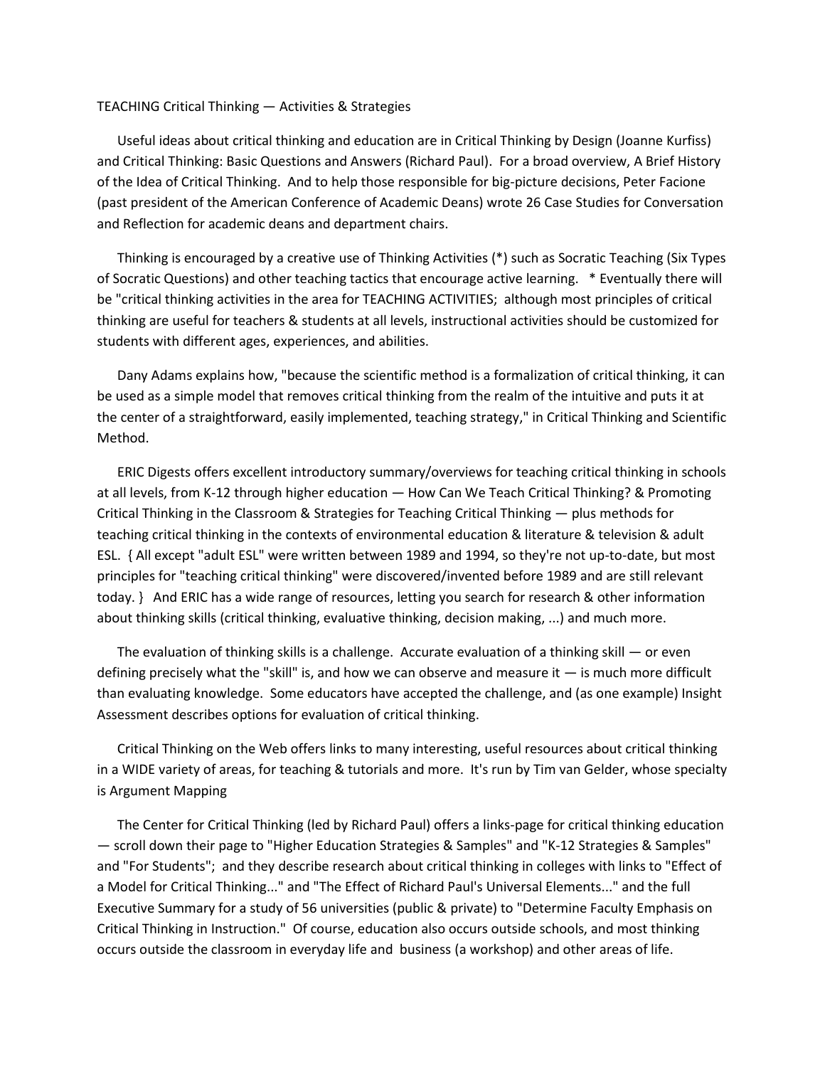TEACHING Critical Thinking — Activities & Strategies

Useful ideas about critical thinking and education are in Critical Thinking by Design (Joanne Kurfiss) and Critical Thinking: Basic Questions and Answers (Richard Paul). For a broad overview, A Brief History of the Idea of Critical Thinking. And to help those responsible for big-picture decisions, Peter Facione (past president of the American Conference of Academic Deans) wrote 26 Case Studies for Conversation and Reflection for academic deans and department chairs.

Thinking is encouraged by a creative use of Thinking Activities (*) such as Socratic Teaching (Six Types of Socratic Questions) and other teaching tactics that encourage active learning. * Eventually there will be "critical thinking activities in the area for TEACHING ACTIVITIES; although most principles of critical thinking are useful for teachers & students at all levels, instructional activities should be customized for students with different ages, experiences, and abilities.

Dany Adams explains how, "because the scientific method is a formalization of critical thinking, it can be used as a simple model that removes critical thinking from the realm of the intuitive and puts it at the center of a straightforward, easily implemented, teaching strategy," in Critical Thinking and Scientific Method.

ERIC Digests offers excellent introductory summary/overviews for teaching critical thinking in schools at all levels, from K-12 through higher education — How Can We Teach Critical Thinking? & Promoting Critical Thinking in the Classroom & Strategies for Teaching Critical Thinking — plus methods for teaching critical thinking in the contexts of environmental education & literature & television & adult ESL. { All except "adult ESL" were written between 1989 and 1994, so they're not up-to-date, but most principles for "teaching critical thinking" were discovered/invented before 1989 and are still relevant today. } And ERIC has a wide range of resources, letting you search for research & other information about thinking skills (critical thinking, evaluative thinking, decision making, ...) and much more.

The evaluation of thinking skills is a challenge. Accurate evaluation of a thinking skill — or even defining precisely what the "skill" is, and how we can observe and measure it — is much more difficult than evaluating knowledge. Some educators have accepted the challenge, and (as one example) Insight Assessment describes options for evaluation of critical thinking.

Critical Thinking on the Web offers links to many interesting, useful resources about critical thinking in a WIDE variety of areas, for teaching & tutorials and more. It's run by Tim van Gelder, whose specialty is Argument Mapping

The Center for Critical Thinking (led by Richard Paul) offers a links-page for critical thinking education — scroll down their page to "Higher Education Strategies & Samples" and "K-12 Strategies & Samples" and "For Students"; and they describe research about critical thinking in colleges with links to "Effect of a Model for Critical Thinking..." and "The Effect of Richard Paul's Universal Elements..." and the full Executive Summary for a study of 56 universities (public & private) to "Determine Faculty Emphasis on Critical Thinking in Instruction." Of course, education also occurs outside schools, and most thinking occurs outside the classroom in everyday life and business (a workshop) and other areas of life.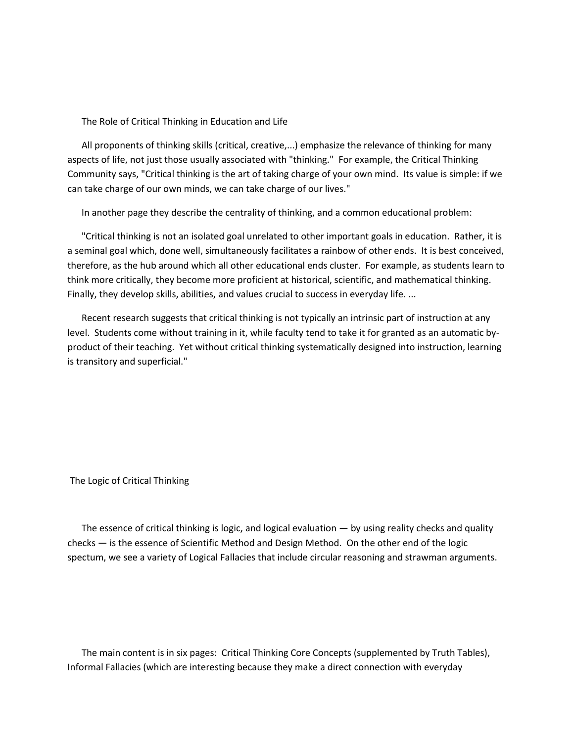## The Role of Critical Thinking in Education and Life

All proponents of thinking skills (critical, creative,...) emphasize the relevance of thinking for many aspects of life, not just those usually associated with "thinking." For example, the Critical Thinking Community says, "Critical thinking is the art of taking charge of your own mind. Its value is simple: if we can take charge of our own minds, we can take charge of our lives."

In another page they describe the centrality of thinking, and a common educational problem:

"Critical thinking is not an isolated goal unrelated to other important goals in education. Rather, it is a seminal goal which, done well, simultaneously facilitates a rainbow of other ends. It is best conceived, therefore, as the hub around which all other educational ends cluster. For example, as students learn to think more critically, they become more proficient at historical, scientific, and mathematical thinking. Finally, they develop skills, abilities, and values crucial to success in everyday life. ...

Recent research suggests that critical thinking is not typically an intrinsic part of instruction at any level. Students come without training in it, while faculty tend to take it for granted as an automatic by-product of their teaching. Yet without critical thinking systematically designed into instruction, learning is transitory and superficial."

## The Logic of Critical Thinking

The essence of critical thinking is logic, and logical evaluation — by using reality checks and quality checks — is the essence of Scientific Method and Design Method. On the other end of the logic spectum, we see a variety of Logical Fallacies that include circular reasoning and strawman arguments.

The main content is in six pages: Critical Thinking Core Concepts (supplemented by Truth Tables), Informal Fallacies (which are interesting because they make a direct connection with everyday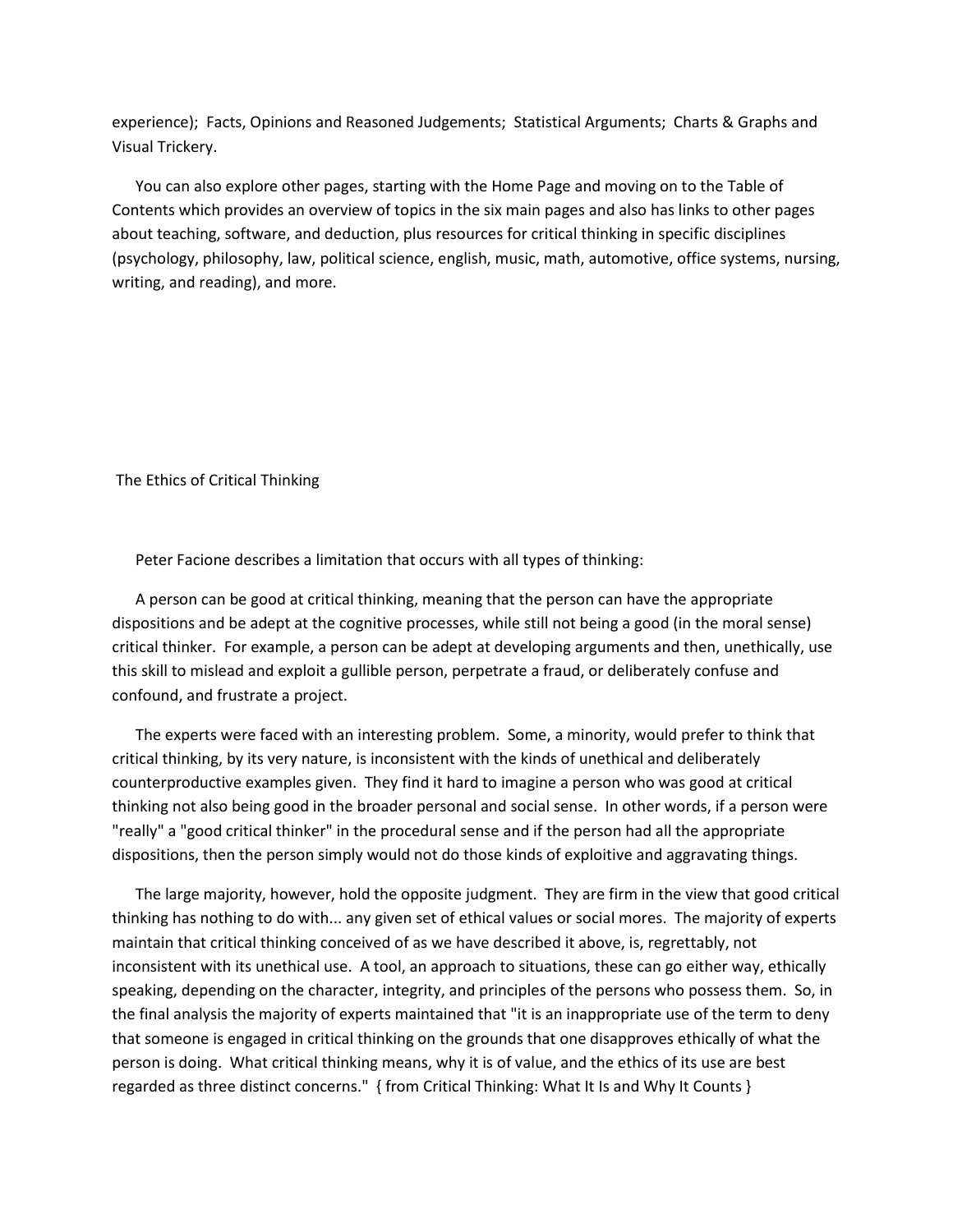experience); Facts, Opinions and Reasoned Judgements; Statistical Arguments; Charts & Graphs and Visual Trickery.

You can also explore other pages, starting with the Home Page and moving on to the Table of Contents which provides an overview of topics in the six main pages and also has links to other pages about teaching, software, and deduction, plus resources for critical thinking in specific disciplines (psychology, philosophy, law, political science, english, music, math, automotive, office systems, nursing, writing, and reading), and more.

## The Ethics of Critical Thinking

Peter Facione describes a limitation that occurs with all types of thinking:

A person can be good at critical thinking, meaning that the person can have the appropriate dispositions and be adept at the cognitive processes, while still not being a good (in the moral sense) critical thinker. For example, a person can be adept at developing arguments and then, unethically, use this skill to mislead and exploit a gullible person, perpetrate a fraud, or deliberately confuse and confound, and frustrate a project.

The experts were faced with an interesting problem. Some, a minority, would prefer to think that critical thinking, by its very nature, is inconsistent with the kinds of unethical and deliberately counterproductive examples given. They find it hard to imagine a person who was good at critical thinking not also being good in the broader personal and social sense. In other words, if a person were "really" a "good critical thinker" in the procedural sense and if the person had all the appropriate dispositions, then the person simply would not do those kinds of exploitive and aggravating things.

The large majority, however, hold the opposite judgment. They are firm in the view that good critical thinking has nothing to do with... any given set of ethical values or social mores. The majority of experts maintain that critical thinking conceived of as we have described it above, is, regrettably, not inconsistent with its unethical use. A tool, an approach to situations, these can go either way, ethically speaking, depending on the character, integrity, and principles of the persons who possess them. So, in the final analysis the majority of experts maintained that "it is an inappropriate use of the term to deny that someone is engaged in critical thinking on the grounds that one disapproves ethically of what the person is doing. What critical thinking means, why it is of value, and the ethics of its use are best regarded as three distinct concerns." { from Critical Thinking: What It Is and Why It Counts }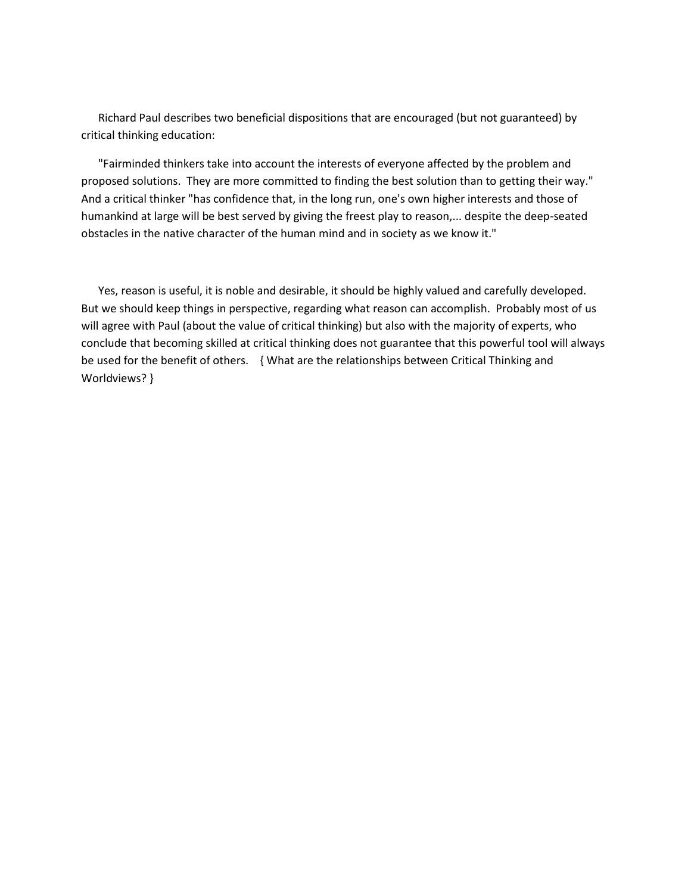Richard Paul describes two beneficial dispositions that are encouraged (but not guaranteed) by critical thinking education:

"Fairminded thinkers take into account the interests of everyone affected by the problem and proposed solutions. They are more committed to finding the best solution than to getting their way." And a critical thinker "has confidence that, in the long run, one's own higher interests and those of humankind at large will be best served by giving the freest play to reason,... despite the deep-seated obstacles in the native character of the human mind and in society as we know it."

Yes, reason is useful, it is noble and desirable, it should be highly valued and carefully developed. But we should keep things in perspective, regarding what reason can accomplish. Probably most of us will agree with Paul (about the value of critical thinking) but also with the majority of experts, who conclude that becoming skilled at critical thinking does not guarantee that this powerful tool will always be used for the benefit of others. { What are the relationships between Critical Thinking and Worldviews? }